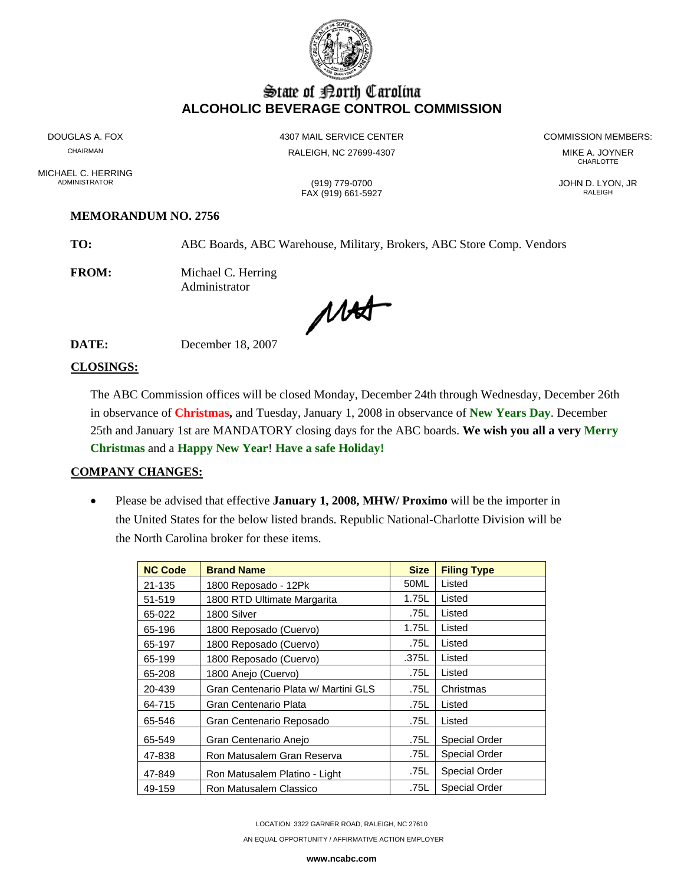# State of North Carolina
## ALCOHOLIC BEVERAGE CONTROL COMMISSION

DOUGLAS A. FOX
CHAIRMAN

MICHAEL C. HERRING
ADMINISTRATOR

4307 MAIL SERVICE CENTER
RALEIGH, NC 27699-4307

(919) 779-0700
FAX (919) 661-5927

COMMISSION MEMBERS:
MIKE A. JOYNER
CHARLOTTE

JOHN D. LYON, JR
RALEIGH

**MEMORANDUM NO. 2756**

**TO:** ABC Boards, ABC Warehouse, Military, Brokers, ABC Store Comp. Vendors

**FROM:** Michael C. Herring
Administrator

**DATE:** December 18, 2007

## CLOSINGS:

The ABC Commission offices will be closed Monday, December 24th through Wednesday, December 26th in observance of **Christmas,** and Tuesday, January 1, 2008 in observance of **New Years Day**. December 25th and January 1st are MANDATORY closing days for the ABC boards. **We wish you all a very Merry Christmas** and a **Happy New Year**! **Have a safe Holiday!**

## COMPANY CHANGES:

- Please be advised that effective **January 1, 2008, MHW/ Proximo** will be the importer in the United States for the below listed brands. Republic National-Charlotte Division will be the North Carolina broker for these items.

| NC Code | Brand Name | Size | Filing Type |
|---|---|---|---|
| 21-135 | 1800 Reposado - 12Pk | 50ML | Listed |
| 51-519 | 1800 RTD Ultimate Margarita | 1.75L | Listed |
| 65-022 | 1800 Silver | .75L | Listed |
| 65-196 | 1800 Reposado (Cuervo) | 1.75L | Listed |
| 65-197 | 1800 Reposado (Cuervo) | .75L | Listed |
| 65-199 | 1800 Reposado (Cuervo) | .375L | Listed |
| 65-208 | 1800 Anejo (Cuervo) | .75L | Listed |
| 20-439 | Gran Centenario Plata w/ Martini GLS | .75L | Christmas |
| 64-715 | Gran Centenario Plata | .75L | Listed |
| 65-546 | Gran Centenario Reposado | .75L | Listed |
| 65-549 | Gran Centenario Anejo | .75L | Special Order |
| 47-838 | Ron Matusalem Gran Reserva | .75L | Special Order |
| 47-849 | Ron Matusalem Platino - Light | .75L | Special Order |
| 49-159 | Ron Matusalem Classico | .75L | Special Order |

LOCATION: 3322 GARNER ROAD, RALEIGH, NC 27610
AN EQUAL OPPORTUNITY / AFFIRMATIVE ACTION EMPLOYER
**www.ncabc.com**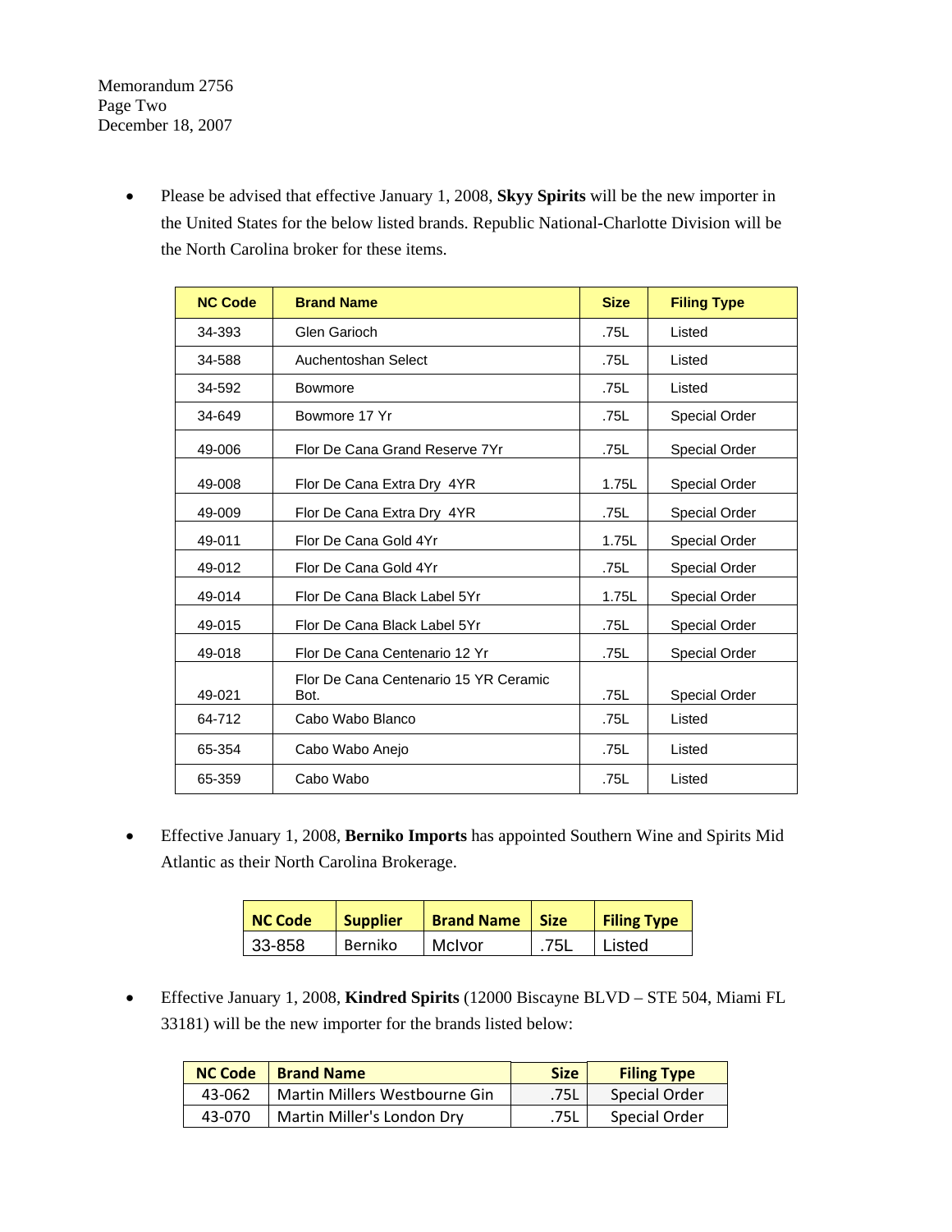Memorandum 2756
Page Two
December 18, 2007

- Please be advised that effective January 1, 2008, **Skyy Spirits** will be the new importer in the United States for the below listed brands. Republic National-Charlotte Division will be the North Carolina broker for these items.

| NC Code | Brand Name | Size | Filing Type |
|---|---|---|---|
| 34-393 | Glen Garioch | .75L | Listed |
| 34-588 | Auchentoshan Select | .75L | Listed |
| 34-592 | Bowmore | .75L | Listed |
| 34-649 | Bowmore 17 Yr | .75L | Special Order |
| 49-006 | Flor De Cana Grand Reserve 7Yr | .75L | Special Order |
| 49-008 | Flor De Cana Extra Dry 4YR | 1.75L | Special Order |
| 49-009 | Flor De Cana Extra Dry 4YR | .75L | Special Order |
| 49-011 | Flor De Cana Gold 4Yr | 1.75L | Special Order |
| 49-012 | Flor De Cana Gold 4Yr | .75L | Special Order |
| 49-014 | Flor De Cana Black Label 5Yr | 1.75L | Special Order |
| 49-015 | Flor De Cana Black Label 5Yr | .75L | Special Order |
| 49-018 | Flor De Cana Centenario 12 Yr | .75L | Special Order |
| 49-021 | Flor De Cana Centenario 15 YR Ceramic Bot. | .75L | Special Order |
| 64-712 | Cabo Wabo Blanco | .75L | Listed |
| 65-354 | Cabo Wabo Anejo | .75L | Listed |
| 65-359 | Cabo Wabo | .75L | Listed |

- Effective January 1, 2008, **Berniko Imports** has appointed Southern Wine and Spirits Mid Atlantic as their North Carolina Brokerage.

| NC Code | Supplier | Brand Name | Size | Filing Type |
|---|---|---|---|---|
| 33-858 | Berniko | McIvor | .75L | Listed |

- Effective January 1, 2008, **Kindred Spirits** (12000 Biscayne BLVD – STE 504, Miami FL 33181) will be the new importer for the brands listed below:

| NC Code | Brand Name | Size | Filing Type |
|---|---|---|---|
| 43-062 | Martin Millers Westbourne Gin | .75L | Special Order |
| 43-070 | Martin Miller's London Dry | .75L | Special Order |